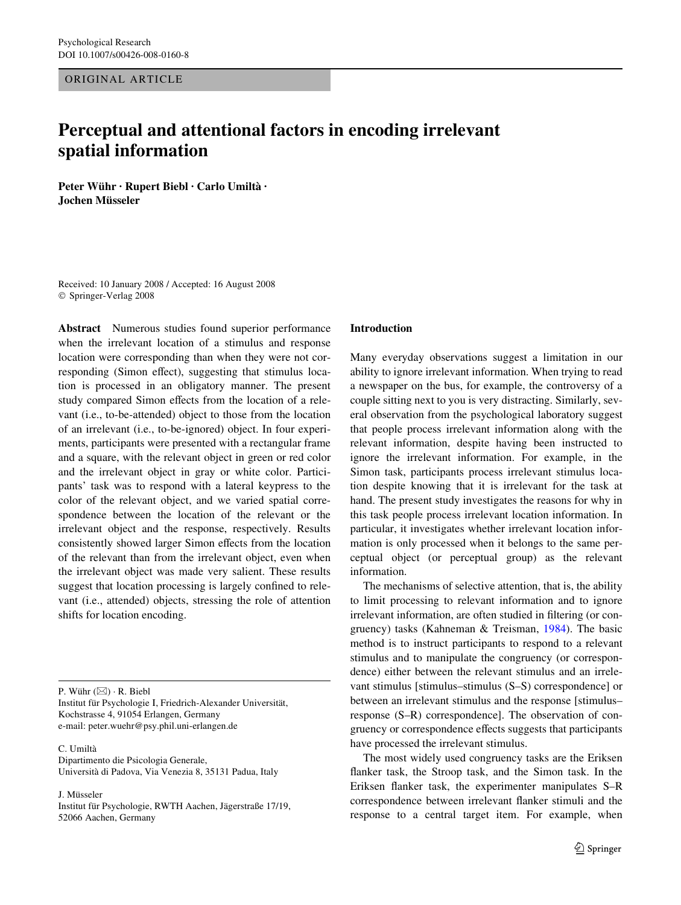ORIGINAL ARTICLE

# Perceptual and attentional factors in encoding irrelevant spatial information

**Peter Wühr · Rupert Biebl · Carlo Umiltà · Jochen Müsseler**

Received: 10 January 2008 / Accepted: 16 August 2008
© Springer-Verlag 2008

**Abstract** Numerous studies found superior performance when the irrelevant location of a stimulus and response location were corresponding than when they were not corresponding (Simon effect), suggesting that stimulus location is processed in an obligatory manner. The present study compared Simon effects from the location of a relevant (i.e., to-be-attended) object to those from the location of an irrelevant (i.e., to-be-ignored) object. In four experiments, participants were presented with a rectangular frame and a square, with the relevant object in green or red color and the irrelevant object in gray or white color. Participants' task was to respond with a lateral keypress to the color of the relevant object, and we varied spatial correspondence between the location of the relevant or the irrelevant object and the response, respectively. Results consistently showed larger Simon effects from the location of the relevant than from the irrelevant object, even when the irrelevant object was made very salient. These results suggest that location processing is largely confined to relevant (i.e., attended) objects, stressing the role of attention shifts for location encoding.

P. Wühr (✉) · R. Biebl
Institut für Psychologie I, Friedrich-Alexander Universität, Kochstrasse 4, 91054 Erlangen, Germany
e-mail: peter.wuehr@psy.phil.uni-erlangen.de

C. Umiltà
Dipartimento die Psicologia Generale, Università di Padova, Via Venezia 8, 35131 Padua, Italy

J. Müsseler
Institut für Psychologie, RWTH Aachen, Jägerstraße 17/19, 52066 Aachen, Germany

## Introduction

Many everyday observations suggest a limitation in our ability to ignore irrelevant information. When trying to read a newspaper on the bus, for example, the controversy of a couple sitting next to you is very distracting. Similarly, several observation from the psychological laboratory suggest that people process irrelevant information along with the relevant information, despite having been instructed to ignore the irrelevant information. For example, in the Simon task, participants process irrelevant stimulus location despite knowing that it is irrelevant for the task at hand. The present study investigates the reasons for why in this task people process irrelevant location information. In particular, it investigates whether irrelevant location information is only processed when it belongs to the same perceptual object (or perceptual group) as the relevant information.

The mechanisms of selective attention, that is, the ability to limit processing to relevant information and to ignore irrelevant information, are often studied in filtering (or congruency) tasks (Kahneman & Treisman, 1984). The basic method is to instruct participants to respond to a relevant stimulus and to manipulate the congruency (or correspondence) either between the relevant stimulus and an irrelevant stimulus [stimulus–stimulus (S–S) correspondence] or between an irrelevant stimulus and the response [stimulus–response (S–R) correspondence]. The observation of congruency or correspondence effects suggests that participants have processed the irrelevant stimulus.

The most widely used congruency tasks are the Eriksen flanker task, the Stroop task, and the Simon task. In the Eriksen flanker task, the experimenter manipulates S–R correspondence between irrelevant flanker stimuli and the response to a central target item. For example, when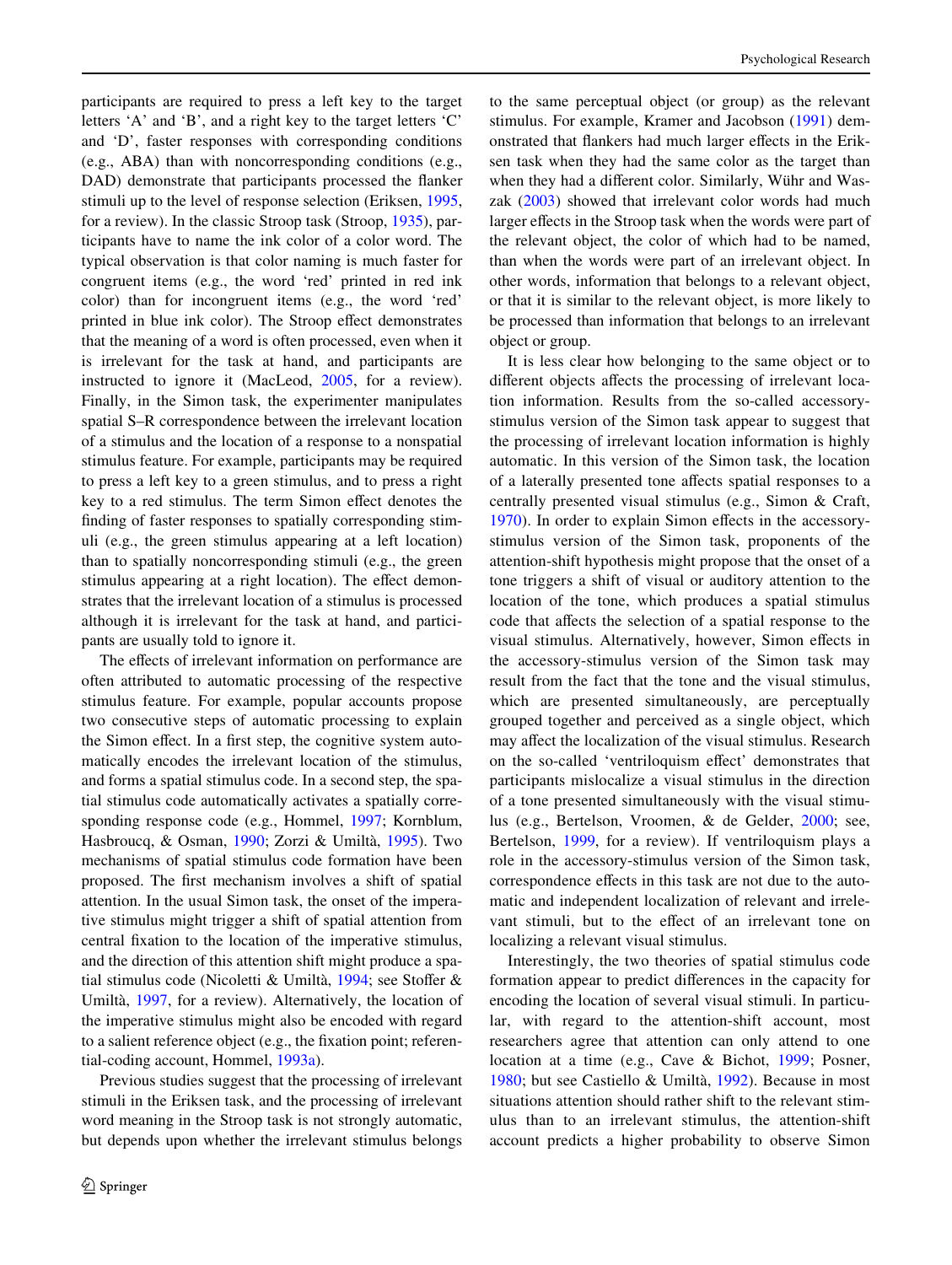participants are required to press a left key to the target letters 'A' and 'B', and a right key to the target letters 'C' and 'D', faster responses with corresponding conditions (e.g., ABA) than with noncorresponding conditions (e.g., DAD) demonstrate that participants processed the flanker stimuli up to the level of response selection (Eriksen, 1995, for a review). In the classic Stroop task (Stroop, 1935), participants have to name the ink color of a color word. The typical observation is that color naming is much faster for congruent items (e.g., the word 'red' printed in red ink color) than for incongruent items (e.g., the word 'red' printed in blue ink color). The Stroop effect demonstrates that the meaning of a word is often processed, even when it is irrelevant for the task at hand, and participants are instructed to ignore it (MacLeod, 2005, for a review). Finally, in the Simon task, the experimenter manipulates spatial S–R correspondence between the irrelevant location of a stimulus and the location of a response to a nonspatial stimulus feature. For example, participants may be required to press a left key to a green stimulus, and to press a right key to a red stimulus. The term Simon effect denotes the finding of faster responses to spatially corresponding stimuli (e.g., the green stimulus appearing at a left location) than to spatially noncorresponding stimuli (e.g., the green stimulus appearing at a right location). The effect demonstrates that the irrelevant location of a stimulus is processed although it is irrelevant for the task at hand, and participants are usually told to ignore it.

The effects of irrelevant information on performance are often attributed to automatic processing of the respective stimulus feature. For example, popular accounts propose two consecutive steps of automatic processing to explain the Simon effect. In a first step, the cognitive system automatically encodes the irrelevant location of the stimulus, and forms a spatial stimulus code. In a second step, the spatial stimulus code automatically activates a spatially corresponding response code (e.g., Hommel, 1997; Kornblum, Hasbroucq, & Osman, 1990; Zorzi & Umiltà, 1995). Two mechanisms of spatial stimulus code formation have been proposed. The first mechanism involves a shift of spatial attention. In the usual Simon task, the onset of the imperative stimulus might trigger a shift of spatial attention from central fixation to the location of the imperative stimulus, and the direction of this attention shift might produce a spatial stimulus code (Nicoletti & Umiltà, 1994; see Stoffer & Umiltà, 1997, for a review). Alternatively, the location of the imperative stimulus might also be encoded with regard to a salient reference object (e.g., the fixation point; referential-coding account, Hommel, 1993a).

Previous studies suggest that the processing of irrelevant stimuli in the Eriksen task, and the processing of irrelevant word meaning in the Stroop task is not strongly automatic, but depends upon whether the irrelevant stimulus belongs to the same perceptual object (or group) as the relevant stimulus. For example, Kramer and Jacobson (1991) demonstrated that flankers had much larger effects in the Eriksen task when they had the same color as the target than when they had a different color. Similarly, Wühr and Waszak (2003) showed that irrelevant color words had much larger effects in the Stroop task when the words were part of the relevant object, the color of which had to be named, than when the words were part of an irrelevant object. In other words, information that belongs to a relevant object, or that it is similar to the relevant object, is more likely to be processed than information that belongs to an irrelevant object or group.

It is less clear how belonging to the same object or to different objects affects the processing of irrelevant location information. Results from the so-called accessory-stimulus version of the Simon task appear to suggest that the processing of irrelevant location information is highly automatic. In this version of the Simon task, the location of a laterally presented tone affects spatial responses to a centrally presented visual stimulus (e.g., Simon & Craft, 1970). In order to explain Simon effects in the accessory-stimulus version of the Simon task, proponents of the attention-shift hypothesis might propose that the onset of a tone triggers a shift of visual or auditory attention to the location of the tone, which produces a spatial stimulus code that affects the selection of a spatial response to the visual stimulus. Alternatively, however, Simon effects in the accessory-stimulus version of the Simon task may result from the fact that the tone and the visual stimulus, which are presented simultaneously, are perceptually grouped together and perceived as a single object, which may affect the localization of the visual stimulus. Research on the so-called 'ventriloquism effect' demonstrates that participants mislocalize a visual stimulus in the direction of a tone presented simultaneously with the visual stimulus (e.g., Bertelson, Vroomen, & de Gelder, 2000; see, Bertelson, 1999, for a review). If ventriloquism plays a role in the accessory-stimulus version of the Simon task, correspondence effects in this task are not due to the automatic and independent localization of relevant and irrelevant stimuli, but to the effect of an irrelevant tone on localizing a relevant visual stimulus.

Interestingly, the two theories of spatial stimulus code formation appear to predict differences in the capacity for encoding the location of several visual stimuli. In particular, with regard to the attention-shift account, most researchers agree that attention can only attend to one location at a time (e.g., Cave & Bichot, 1999; Posner, 1980; but see Castiello & Umiltà, 1992). Because in most situations attention should rather shift to the relevant stimulus than to an irrelevant stimulus, the attention-shift account predicts a higher probability to observe Simon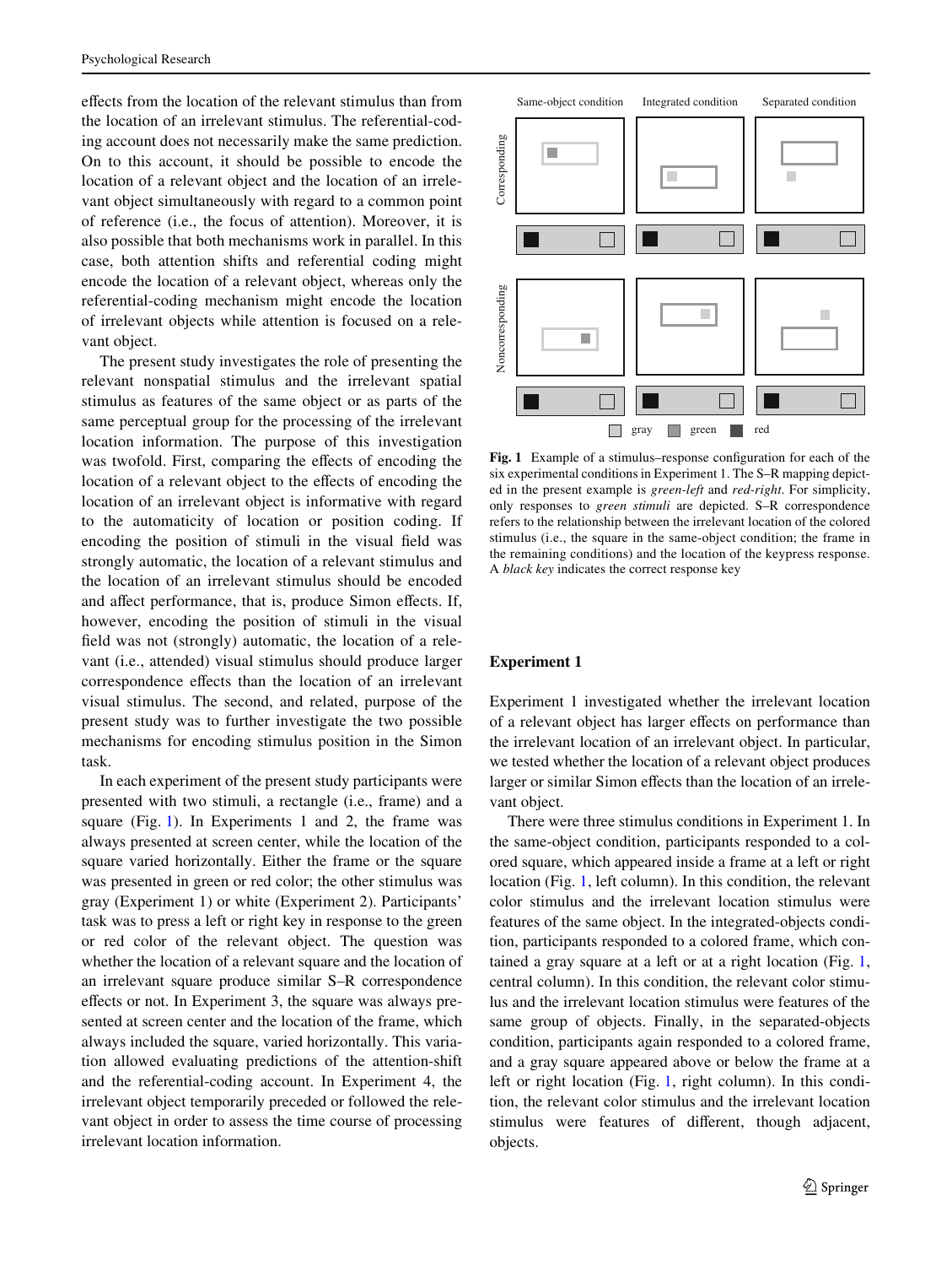effects from the location of the relevant stimulus than from the location of an irrelevant stimulus. The referential-coding account does not necessarily make the same prediction. On to this account, it should be possible to encode the location of a relevant object and the location of an irrelevant object simultaneously with regard to a common point of reference (i.e., the focus of attention). Moreover, it is also possible that both mechanisms work in parallel. In this case, both attention shifts and referential coding might encode the location of a relevant object, whereas only the referential-coding mechanism might encode the location of irrelevant objects while attention is focused on a relevant object.

The present study investigates the role of presenting the relevant nonspatial stimulus and the irrelevant spatial stimulus as features of the same object or as parts of the same perceptual group for the processing of the irrelevant location information. The purpose of this investigation was twofold. First, comparing the effects of encoding the location of a relevant object to the effects of encoding the location of an irrelevant object is informative with regard to the automaticity of location or position coding. If encoding the position of stimuli in the visual field was strongly automatic, the location of a relevant stimulus and the location of an irrelevant stimulus should be encoded and affect performance, that is, produce Simon effects. If, however, encoding the position of stimuli in the visual field was not (strongly) automatic, the location of a relevant (i.e., attended) visual stimulus should produce larger correspondence effects than the location of an irrelevant visual stimulus. The second, and related, purpose of the present study was to further investigate the two possible mechanisms for encoding stimulus position in the Simon task.

In each experiment of the present study participants were presented with two stimuli, a rectangle (i.e., frame) and a square (Fig. 1). In Experiments 1 and 2, the frame was always presented at screen center, while the location of the square varied horizontally. Either the frame or the square was presented in green or red color; the other stimulus was gray (Experiment 1) or white (Experiment 2). Participants' task was to press a left or right key in response to the green or red color of the relevant object. The question was whether the location of a relevant square and the location of an irrelevant square produce similar S–R correspondence effects or not. In Experiment 3, the square was always presented at screen center and the location of the frame, which always included the square, varied horizontally. This variation allowed evaluating predictions of the attention-shift and the referential-coding account. In Experiment 4, the irrelevant object temporarily preceded or followed the relevant object in order to assess the time course of processing irrelevant location information.

**Fig. 1** Example of a stimulus–response configuration for each of the six experimental conditions in Experiment 1. The S–R mapping depicted in the present example is *green-left* and *red-right*. For simplicity, only responses to *green stimuli* are depicted. S–R correspondence refers to the relationship between the irrelevant location of the colored stimulus (i.e., the square in the same-object condition; the frame in the remaining conditions) and the location of the keypress response. A *black key* indicates the correct response key

## Experiment 1

Experiment 1 investigated whether the irrelevant location of a relevant object has larger effects on performance than the irrelevant location of an irrelevant object. In particular, we tested whether the location of a relevant object produces larger or similar Simon effects than the location of an irrelevant object.

There were three stimulus conditions in Experiment 1. In the same-object condition, participants responded to a colored square, which appeared inside a frame at a left or right location (Fig. 1, left column). In this condition, the relevant color stimulus and the irrelevant location stimulus were features of the same object. In the integrated-objects condition, participants responded to a colored frame, which contained a gray square at a left or at a right location (Fig. 1, central column). In this condition, the relevant color stimulus and the irrelevant location stimulus were features of the same group of objects. Finally, in the separated-objects condition, participants again responded to a colored frame, and a gray square appeared above or below the frame at a left or right location (Fig. 1, right column). In this condition, the relevant color stimulus and the irrelevant location stimulus were features of different, though adjacent, objects.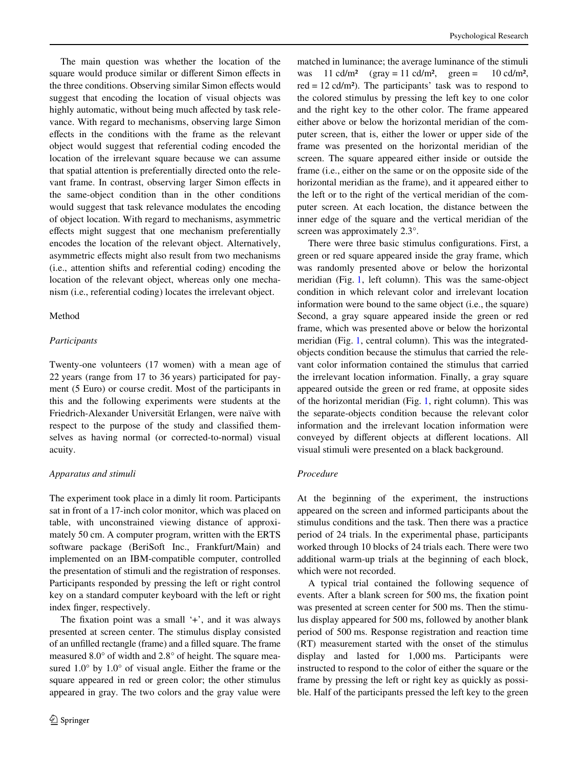The main question was whether the location of the square would produce similar or different Simon effects in the three conditions. Observing similar Simon effects would suggest that encoding the location of visual objects was highly automatic, without being much affected by task relevance. With regard to mechanisms, observing large Simon effects in the conditions with the frame as the relevant object would suggest that referential coding encoded the location of the irrelevant square because we can assume that spatial attention is preferentially directed onto the relevant frame. In contrast, observing larger Simon effects in the same-object condition than in the other conditions would suggest that task relevance modulates the encoding of object location. With regard to mechanisms, asymmetric effects might suggest that one mechanism preferentially encodes the location of the relevant object. Alternatively, asymmetric effects might also result from two mechanisms (i.e., attention shifts and referential coding) encoding the location of the relevant object, whereas only one mechanism (i.e., referential coding) locates the irrelevant object.

## Method

### *Participants*

Twenty-one volunteers (17 women) with a mean age of 22 years (range from 17 to 36 years) participated for payment (5 Euro) or course credit. Most of the participants in this and the following experiments were students at the Friedrich-Alexander Universität Erlangen, were naïve with respect to the purpose of the study and classified themselves as having normal (or corrected-to-normal) visual acuity.

### *Apparatus and stimuli*

The experiment took place in a dimly lit room. Participants sat in front of a 17-inch color monitor, which was placed on table, with unconstrained viewing distance of approximately 50 cm. A computer program, written with the ERTS software package (BeriSoft Inc., Frankfurt/Main) and implemented on an IBM-compatible computer, controlled the presentation of stimuli and the registration of responses. Participants responded by pressing the left or right control key on a standard computer keyboard with the left or right index finger, respectively.

The fixation point was a small '+', and it was always presented at screen center. The stimulus display consisted of an unfilled rectangle (frame) and a filled square. The frame measured 8.0° of width and 2.8° of height. The square measured 1.0° by 1.0° of visual angle. Either the frame or the square appeared in red or green color; the other stimulus appeared in gray. The two colors and the gray value were matched in luminance; the average luminance of the stimuli was 11 cd/m² (gray = 11 cd/m², green = 10 cd/m², red = 12 cd/m²). The participants' task was to respond to the colored stimulus by pressing the left key to one color and the right key to the other color. The frame appeared either above or below the horizontal meridian of the computer screen, that is, either the lower or upper side of the frame was presented on the horizontal meridian of the screen. The square appeared either inside or outside the frame (i.e., either on the same or on the opposite side of the horizontal meridian as the frame), and it appeared either to the left or to the right of the vertical meridian of the computer screen. At each location, the distance between the inner edge of the square and the vertical meridian of the screen was approximately 2.3°.

There were three basic stimulus configurations. First, a green or red square appeared inside the gray frame, which was randomly presented above or below the horizontal meridian (Fig. 1, left column). This was the same-object condition in which relevant color and irrelevant location information were bound to the same object (i.e., the square) Second, a gray square appeared inside the green or red frame, which was presented above or below the horizontal meridian (Fig. 1, central column). This was the integrated-objects condition because the stimulus that carried the relevant color information contained the stimulus that carried the irrelevant location information. Finally, a gray square appeared outside the green or red frame, at opposite sides of the horizontal meridian (Fig. 1, right column). This was the separate-objects condition because the relevant color information and the irrelevant location information were conveyed by different objects at different locations. All visual stimuli were presented on a black background.

### *Procedure*

At the beginning of the experiment, the instructions appeared on the screen and informed participants about the stimulus conditions and the task. Then there was a practice period of 24 trials. In the experimental phase, participants worked through 10 blocks of 24 trials each. There were two additional warm-up trials at the beginning of each block, which were not recorded.

A typical trial contained the following sequence of events. After a blank screen for 500 ms, the fixation point was presented at screen center for 500 ms. Then the stimulus display appeared for 500 ms, followed by another blank period of 500 ms. Response registration and reaction time (RT) measurement started with the onset of the stimulus display and lasted for 1,000 ms. Participants were instructed to respond to the color of either the square or the frame by pressing the left or right key as quickly as possible. Half of the participants pressed the left key to the green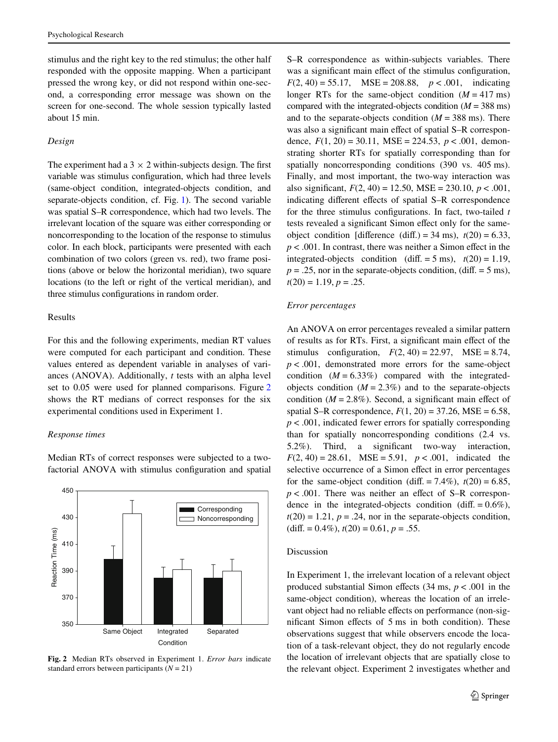stimulus and the right key to the red stimulus; the other half responded with the opposite mapping. When a participant pressed the wrong key, or did not respond within one-second, a corresponding error message was shown on the screen for one-second. The whole session typically lasted about 15 min.

*Design*

The experiment had a $3 \times 2$ within-subjects design. The first variable was stimulus configuration, which had three levels (same-object condition, integrated-objects condition, and separate-objects condition, cf. Fig. 1). The second variable was spatial S–R correspondence, which had two levels. The irrelevant location of the square was either corresponding or noncorresponding to the location of the response to stimulus color. In each block, participants were presented with each combination of two colors (green vs. red), two frame positions (above or below the horizontal meridian), two square locations (to the left or right of the vertical meridian), and three stimulus configurations in random order.

## Results

For this and the following experiments, median RT values were computed for each participant and condition. These values entered as dependent variable in analyses of variances (ANOVA). Additionally, *t* tests with an alpha level set to 0.05 were used for planned comparisons. Figure 2 shows the RT medians of correct responses for the six experimental conditions used in Experiment 1.

*Response times*

Median RTs of correct responses were subjected to a two-factorial ANOVA with stimulus configuration and spatial S–R correspondence as within-subjects variables. There was a significant main effect of the stimulus configuration, $F(2, 40) = 55.17$, $\text{MSE} = 208.88$, $p < .001$, indicating longer RTs for the same-object condition ($M = 417$ ms) compared with the integrated-objects condition ($M = 388$ ms) and to the separate-objects condition ($M = 388$ ms). There was also a significant main effect of spatial S–R correspondence, $F(1, 20) = 30.11$, $\text{MSE} = 224.53$, $p < .001$, demonstrating shorter RTs for spatially corresponding than for spatially noncorresponding conditions (390 vs. 405 ms). Finally, and most important, the two-way interaction was also significant, $F(2, 40) = 12.50$, $\text{MSE} = 230.10$, $p < .001$, indicating different effects of spatial S–R correspondence for the three stimulus configurations. In fact, two-tailed *t* tests revealed a significant Simon effect only for the same-object condition [difference (diff.) = 34 ms), $t(20) = 6.33$, $p < .001$. In contrast, there was neither a Simon effect in the integrated-objects condition (diff. = 5 ms), $t(20) = 1.19$, $p = .25$, nor in the separate-objects condition, (diff. = 5 ms), $t(20) = 1.19$, $p = .25$.

**Fig. 2** Median RTs observed in Experiment 1. *Error bars* indicate standard errors between participants ($N = 21$)

*Error percentages*

An ANOVA on error percentages revealed a similar pattern of results as for RTs. First, a significant main effect of the stimulus configuration, $F(2, 40) = 22.97$, $\text{MSE} = 8.74$, $p < .001$, demonstrated more errors for the same-object condition ($M = 6.33\%$) compared with the integrated-objects condition ($M = 2.3\%$) and to the separate-objects condition ($M = 2.8\%$). Second, a significant main effect of spatial S–R correspondence, $F(1, 20) = 37.26$, $\text{MSE} = 6.58$, $p < .001$, indicated fewer errors for spatially corresponding than for spatially noncorresponding conditions (2.4 vs. 5.2%). Third, a significant two-way interaction, $F(2, 40) = 28.61$, $\text{MSE} = 5.91$, $p < .001$, indicated the selective occurrence of a Simon effect in error percentages for the same-object condition (diff. = 7.4%), $t(20) = 6.85$, $p < .001$. There was neither an effect of S–R correspondence in the integrated-objects condition (diff. = 0.6%), $t(20) = 1.21$, $p = .24$, nor in the separate-objects condition, (diff. = 0.4%), $t(20) = 0.61$, $p = .55$.

## Discussion

In Experiment 1, the irrelevant location of a relevant object produced substantial Simon effects (34 ms, $p < .001$ in the same-object condition), whereas the location of an irrelevant object had no reliable effects on performance (non-significant Simon effects of 5 ms in both condition). These observations suggest that while observers encode the location of a task-relevant object, they do not regularly encode the location of irrelevant objects that are spatially close to the relevant object. Experiment 2 investigates whether and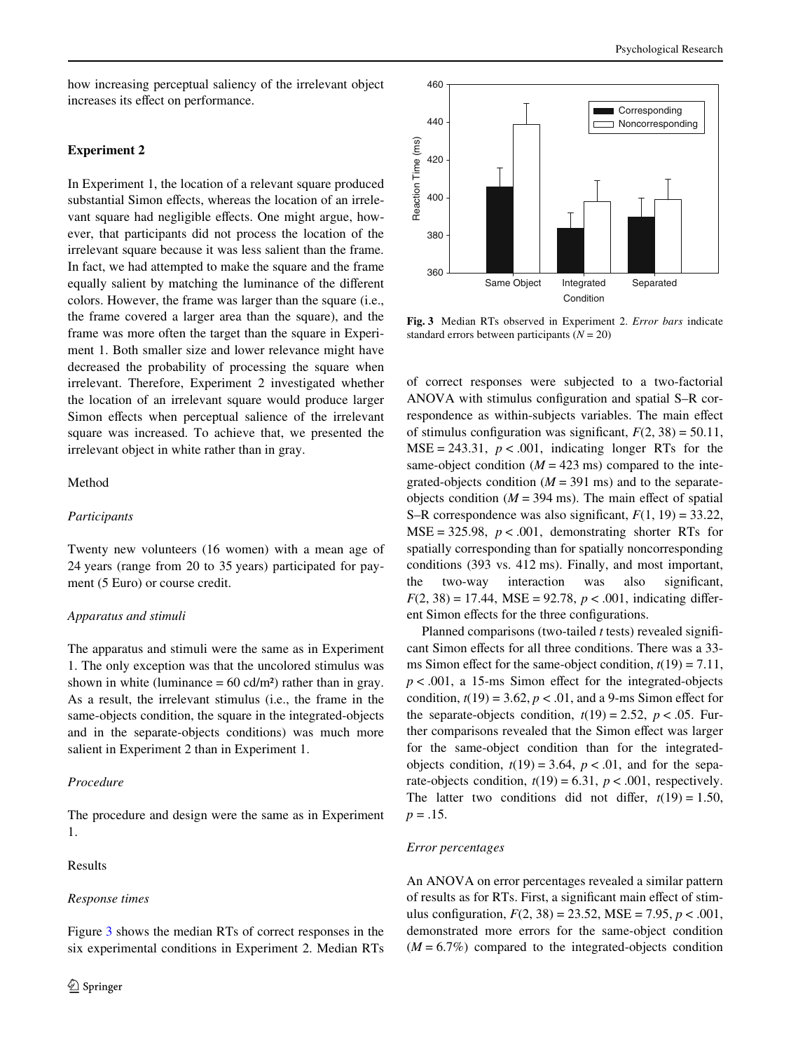how increasing perceptual saliency of the irrelevant object increases its effect on performance.

## Experiment 2

In Experiment 1, the location of a relevant square produced substantial Simon effects, whereas the location of an irrelevant square had negligible effects. One might argue, however, that participants did not process the location of the irrelevant square because it was less salient than the frame. In fact, we had attempted to make the square and the frame equally salient by matching the luminance of the different colors. However, the frame was larger than the square (i.e., the frame covered a larger area than the square), and the frame was more often the target than the square in Experiment 1. Both smaller size and lower relevance might have decreased the probability of processing the square when irrelevant. Therefore, Experiment 2 investigated whether the location of an irrelevant square would produce larger Simon effects when perceptual salience of the irrelevant square was increased. To achieve that, we presented the irrelevant object in white rather than in gray.

### Method

#### *Participants*

Twenty new volunteers (16 women) with a mean age of 24 years (range from 20 to 35 years) participated for payment (5 Euro) or course credit.

#### *Apparatus and stimuli*

The apparatus and stimuli were the same as in Experiment 1. The only exception was that the uncolored stimulus was shown in white (luminance = 60 cd/m²) rather than in gray. As a result, the irrelevant stimulus (i.e., the frame in the same-objects condition, the square in the integrated-objects and in the separate-objects conditions) was much more salient in Experiment 2 than in Experiment 1.

#### *Procedure*

The procedure and design were the same as in Experiment 1.

### Results

#### *Response times*

Figure 3 shows the median RTs of correct responses in the six experimental conditions in Experiment 2. Median RTs of correct responses were subjected to a two-factorial ANOVA with stimulus configuration and spatial S–R correspondence as within-subjects variables. The main effect of stimulus configuration was significant, $F(2, 38) = 50.11$, MSE = 243.31, $p < .001$, indicating longer RTs for the same-object condition ($M = 423$ ms) compared to the integrated-objects condition ($M = 391$ ms) and to the separate-objects condition ($M = 394$ ms). The main effect of spatial S–R correspondence was also significant, $F(1, 19) = 33.22$, MSE = 325.98, $p < .001$, demonstrating shorter RTs for spatially corresponding than for spatially noncorresponding conditions (393 vs. 412 ms). Finally, and most important, the two-way interaction was also significant, $F(2, 38) = 17.44$, MSE = 92.78, $p < .001$, indicating different Simon effects for the three configurations.

Planned comparisons (two-tailed *t* tests) revealed significant Simon effects for all three conditions. There was a 33-ms Simon effect for the same-object condition, $t(19) = 7.11$, $p < .001$, a 15-ms Simon effect for the integrated-objects condition, $t(19) = 3.62$, $p < .01$, and a 9-ms Simon effect for the separate-objects condition, $t(19) = 2.52$, $p < .05$. Further comparisons revealed that the Simon effect was larger for the same-object condition than for the integrated-objects condition, $t(19) = 3.64$, $p < .01$, and for the separate-objects condition, $t(19) = 6.31$, $p < .001$, respectively. The latter two conditions did not differ, $t(19) = 1.50$, $p = .15$.

**Fig. 3** Median RTs observed in Experiment 2. *Error bars* indicate standard errors between participants ($N = 20$)

#### *Error percentages*

An ANOVA on error percentages revealed a similar pattern of results as for RTs. First, a significant main effect of stimulus configuration, $F(2, 38) = 23.52$, MSE = 7.95, $p < .001$, demonstrated more errors for the same-object condition ($M = 6.7\%$) compared to the integrated-objects condition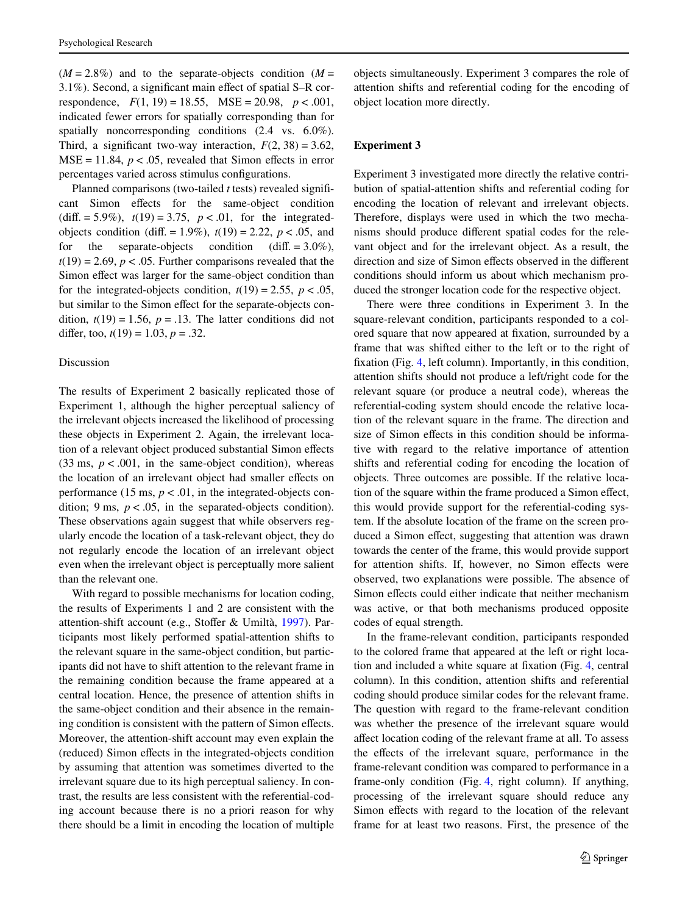($M = 2.8\%$) and to the separate-objects condition ($M = 3.1\%$). Second, a significant main effect of spatial S–R correspondence, $F(1, 19) = 18.55$, $\text{MSE} = 20.98$, $p < .001$, indicated fewer errors for spatially corresponding than for spatially noncorresponding conditions (2.4 vs. 6.0%). Third, a significant two-way interaction, $F(2, 38) = 3.62$, $\text{MSE} = 11.84$, $p < .05$, revealed that Simon effects in error percentages varied across stimulus configurations.

Planned comparisons (two-tailed *t* tests) revealed significant Simon effects for the same-object condition (diff. = 5.9%), $t(19) = 3.75$, $p < .01$, for the integrated-objects condition (diff. = 1.9%), $t(19) = 2.22$, $p < .05$, and for the separate-objects condition (diff. = 3.0%), $t(19) = 2.69$, $p < .05$. Further comparisons revealed that the Simon effect was larger for the same-object condition than for the integrated-objects condition, $t(19) = 2.55$, $p < .05$, but similar to the Simon effect for the separate-objects condition, $t(19) = 1.56$, $p = .13$. The latter conditions did not differ, too, $t(19) = 1.03$, $p = .32$.

### Discussion

The results of Experiment 2 basically replicated those of Experiment 1, although the higher perceptual saliency of the irrelevant objects increased the likelihood of processing these objects in Experiment 2. Again, the irrelevant location of a relevant object produced substantial Simon effects (33 ms, $p < .001$, in the same-object condition), whereas the location of an irrelevant object had smaller effects on performance (15 ms, $p < .01$, in the integrated-objects condition; 9 ms, $p < .05$, in the separated-objects condition). These observations again suggest that while observers regularly encode the location of a task-relevant object, they do not regularly encode the location of an irrelevant object even when the irrelevant object is perceptually more salient than the relevant one.

With regard to possible mechanisms for location coding, the results of Experiments 1 and 2 are consistent with the attention-shift account (e.g., Stoffer & Umiltà, 1997). Participants most likely performed spatial-attention shifts to the relevant square in the same-object condition, but participants did not have to shift attention to the relevant frame in the remaining condition because the frame appeared at a central location. Hence, the presence of attention shifts in the same-object condition and their absence in the remaining condition is consistent with the pattern of Simon effects. Moreover, the attention-shift account may even explain the (reduced) Simon effects in the integrated-objects condition by assuming that attention was sometimes diverted to the irrelevant square due to its high perceptual saliency. In contrast, the results are less consistent with the referential-coding account because there is no a priori reason for why there should be a limit in encoding the location of multiple objects simultaneously. Experiment 3 compares the role of attention shifts and referential coding for the encoding of object location more directly.

## Experiment 3

Experiment 3 investigated more directly the relative contribution of spatial-attention shifts and referential coding for encoding the location of relevant and irrelevant objects. Therefore, displays were used in which the two mechanisms should produce different spatial codes for the relevant object and for the irrelevant object. As a result, the direction and size of Simon effects observed in the different conditions should inform us about which mechanism produced the stronger location code for the respective object.

There were three conditions in Experiment 3. In the square-relevant condition, participants responded to a colored square that now appeared at fixation, surrounded by a frame that was shifted either to the left or to the right of fixation (Fig. 4, left column). Importantly, in this condition, attention shifts should not produce a left/right code for the relevant square (or produce a neutral code), whereas the referential-coding system should encode the relative location of the relevant square in the frame. The direction and size of Simon effects in this condition should be informative with regard to the relative importance of attention shifts and referential coding for encoding the location of objects. Three outcomes are possible. If the relative location of the square within the frame produced a Simon effect, this would provide support for the referential-coding system. If the absolute location of the frame on the screen produced a Simon effect, suggesting that attention was drawn towards the center of the frame, this would provide support for attention shifts. If, however, no Simon effects were observed, two explanations were possible. The absence of Simon effects could either indicate that neither mechanism was active, or that both mechanisms produced opposite codes of equal strength.

In the frame-relevant condition, participants responded to the colored frame that appeared at the left or right location and included a white square at fixation (Fig. 4, central column). In this condition, attention shifts and referential coding should produce similar codes for the relevant frame. The question with regard to the frame-relevant condition was whether the presence of the irrelevant square would affect location coding of the relevant frame at all. To assess the effects of the irrelevant square, performance in the frame-relevant condition was compared to performance in a frame-only condition (Fig. 4, right column). If anything, processing of the irrelevant square should reduce any Simon effects with regard to the location of the relevant frame for at least two reasons. First, the presence of the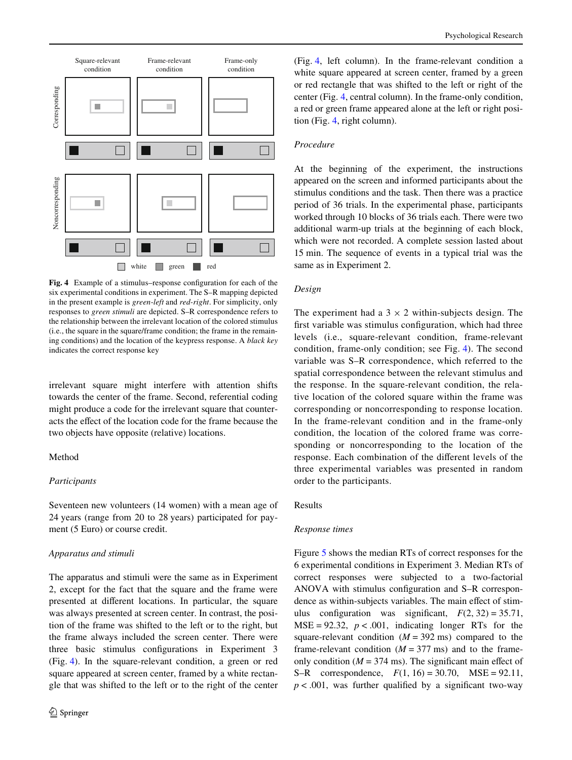**Fig. 4** Example of a stimulus–response configuration for each of the six experimental conditions in experiment. The S–R mapping depicted in the present example is *green-left* and *red-right*. For simplicity, only responses to *green stimuli* are depicted. S–R correspondence refers to the relationship between the irrelevant location of the colored stimulus (i.e., the square in the square/frame condition; the frame in the remaining conditions) and the location of the keypress response. A *black key* indicates the correct response key

irrelevant square might interfere with attention shifts towards the center of the frame. Second, referential coding might produce a code for the irrelevant square that counteracts the effect of the location code for the frame because the two objects have opposite (relative) locations.

## Method

### *Participants*

Seventeen new volunteers (14 women) with a mean age of 24 years (range from 20 to 28 years) participated for payment (5 Euro) or course credit.

### *Apparatus and stimuli*

The apparatus and stimuli were the same as in Experiment 2, except for the fact that the square and the frame were presented at different locations. In particular, the square was always presented at screen center. In contrast, the position of the frame was shifted to the left or to the right, but the frame always included the screen center. There were three basic stimulus configurations in Experiment 3 (Fig. 4). In the square-relevant condition, a green or red square appeared at screen center, framed by a white rectangle that was shifted to the left or to the right of the center (Fig. 4, left column). In the frame-relevant condition a white square appeared at screen center, framed by a green or red rectangle that was shifted to the left or right of the center (Fig. 4, central column). In the frame-only condition, a red or green frame appeared alone at the left or right position (Fig. 4, right column).

### *Procedure*

At the beginning of the experiment, the instructions appeared on the screen and informed participants about the stimulus conditions and the task. Then there was a practice period of 36 trials. In the experimental phase, participants worked through 10 blocks of 36 trials each. There were two additional warm-up trials at the beginning of each block, which were not recorded. A complete session lasted about 15 min. The sequence of events in a typical trial was the same as in Experiment 2.

### *Design*

The experiment had a 3 $\times$ 2 within-subjects design. The first variable was stimulus configuration, which had three levels (i.e., square-relevant condition, frame-relevant condition, frame-only condition; see Fig. 4). The second variable was S–R correspondence, which referred to the spatial correspondence between the relevant stimulus and the response. In the square-relevant condition, the relative location of the colored square within the frame was corresponding or noncorresponding to response location. In the frame-relevant condition and in the frame-only condition, the location of the colored frame was corresponding or noncorresponding to the location of the response. Each combination of the different levels of the three experimental variables was presented in random order to the participants.

## Results

### *Response times*

Figure 5 shows the median RTs of correct responses for the 6 experimental conditions in Experiment 3. Median RTs of correct responses were subjected to a two-factorial ANOVA with stimulus configuration and S–R correspondence as within-subjects variables. The main effect of stimulus configuration was significant, $F(2, 32) = 35.71$, $MSE = 92.32$, $p < .001$, indicating longer RTs for the square-relevant condition ($M = 392$ ms) compared to the frame-relevant condition ($M = 377$ ms) and to the frame-only condition ($M = 374$ ms). The significant main effect of S–R correspondence, $F(1, 16) = 30.70$, $MSE = 92.11$, $p < .001$, was further qualified by a significant two-way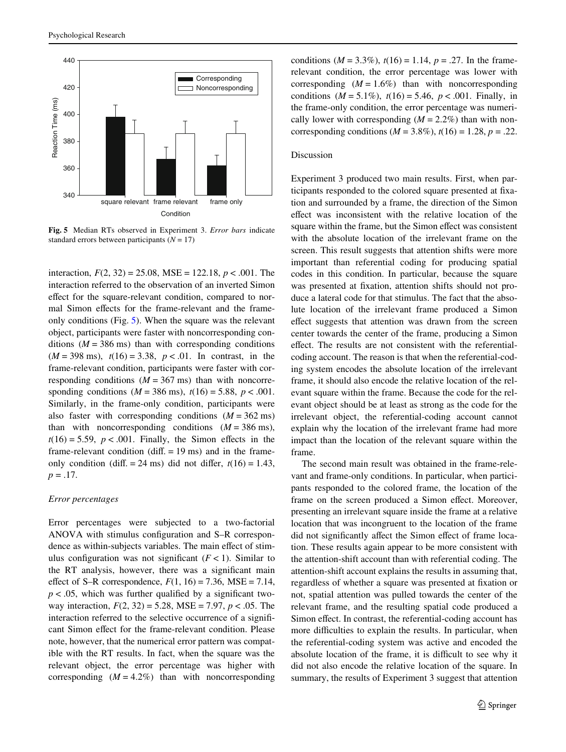**Fig. 5** Median RTs observed in Experiment 3. *Error bars* indicate standard errors between participants ($N = 17$)

interaction, $F(2, 32) = 25.08$, MSE = 122.18, $p < .001$. The interaction referred to the observation of an inverted Simon effect for the square-relevant condition, compared to normal Simon effects for the frame-relevant and the frame-only conditions (Fig. 5). When the square was the relevant object, participants were faster with noncorresponding conditions ($M = 386$ ms) than with corresponding conditions ($M = 398$ ms), $t(16) = 3.38$, $p < .01$. In contrast, in the frame-relevant condition, participants were faster with corresponding conditions ($M = 367$ ms) than with noncorresponding conditions ($M = 386$ ms), $t(16) = 5.88$, $p < .001$. Similarly, in the frame-only condition, participants were also faster with corresponding conditions ($M = 362$ ms) than with noncorresponding conditions ($M = 386$ ms), $t(16) = 5.59$, $p < .001$. Finally, the Simon effects in the frame-relevant condition (diff. = 19 ms) and in the frame-only condition (diff. = 24 ms) did not differ, $t(16) = 1.43$, $p = .17$.

*Error percentages*

Error percentages were subjected to a two-factorial ANOVA with stimulus configuration and S–R correspondence as within-subjects variables. The main effect of stimulus configuration was not significant ($F < 1$). Similar to the RT analysis, however, there was a significant main effect of S–R correspondence, $F(1, 16) = 7.36$, MSE = 7.14, $p < .05$, which was further qualified by a significant two-way interaction, $F(2, 32) = 5.28$, MSE = 7.97, $p < .05$. The interaction referred to the selective occurrence of a significant Simon effect for the frame-relevant condition. Please note, however, that the numerical error pattern was compatible with the RT results. In fact, when the square was the relevant object, the error percentage was higher with corresponding ($M = 4.2\%$) than with noncorresponding conditions ($M = 3.3\%$), $t(16) = 1.14$, $p = .27$. In the frame-relevant condition, the error percentage was lower with corresponding ($M = 1.6\%$) than with noncorresponding conditions ($M = 5.1\%$), $t(16) = 5.46$, $p < .001$. Finally, in the frame-only condition, the error percentage was numerically lower with corresponding ($M = 2.2\%$) than with noncorresponding conditions ($M = 3.8\%$), $t(16) = 1.28$, $p = .22$.

Discussion

Experiment 3 produced two main results. First, when participants responded to the colored square presented at fixation and surrounded by a frame, the direction of the Simon effect was inconsistent with the relative location of the square within the frame, but the Simon effect was consistent with the absolute location of the irrelevant frame on the screen. This result suggests that attention shifts were more important than referential coding for producing spatial codes in this condition. In particular, because the square was presented at fixation, attention shifts should not produce a lateral code for that stimulus. The fact that the absolute location of the irrelevant frame produced a Simon effect suggests that attention was drawn from the screen center towards the center of the frame, producing a Simon effect. The results are not consistent with the referential-coding account. The reason is that when the referential-coding system encodes the absolute location of the irrelevant frame, it should also encode the relative location of the relevant square within the frame. Because the code for the relevant object should be at least as strong as the code for the irrelevant object, the referential-coding account cannot explain why the location of the irrelevant frame had more impact than the location of the relevant square within the frame.

The second main result was obtained in the frame-relevant and frame-only conditions. In particular, when participants responded to the colored frame, the location of the frame on the screen produced a Simon effect. Moreover, presenting an irrelevant square inside the frame at a relative location that was incongruent to the location of the frame did not significantly affect the Simon effect of frame location. These results again appear to be more consistent with the attention-shift account than with referential coding. The attention-shift account explains the results in assuming that, regardless of whether a square was presented at fixation or not, spatial attention was pulled towards the center of the relevant frame, and the resulting spatial code produced a Simon effect. In contrast, the referential-coding account has more difficulties to explain the results. In particular, when the referential-coding system was active and encoded the absolute location of the frame, it is difficult to see why it did not also encode the relative location of the square. In summary, the results of Experiment 3 suggest that attention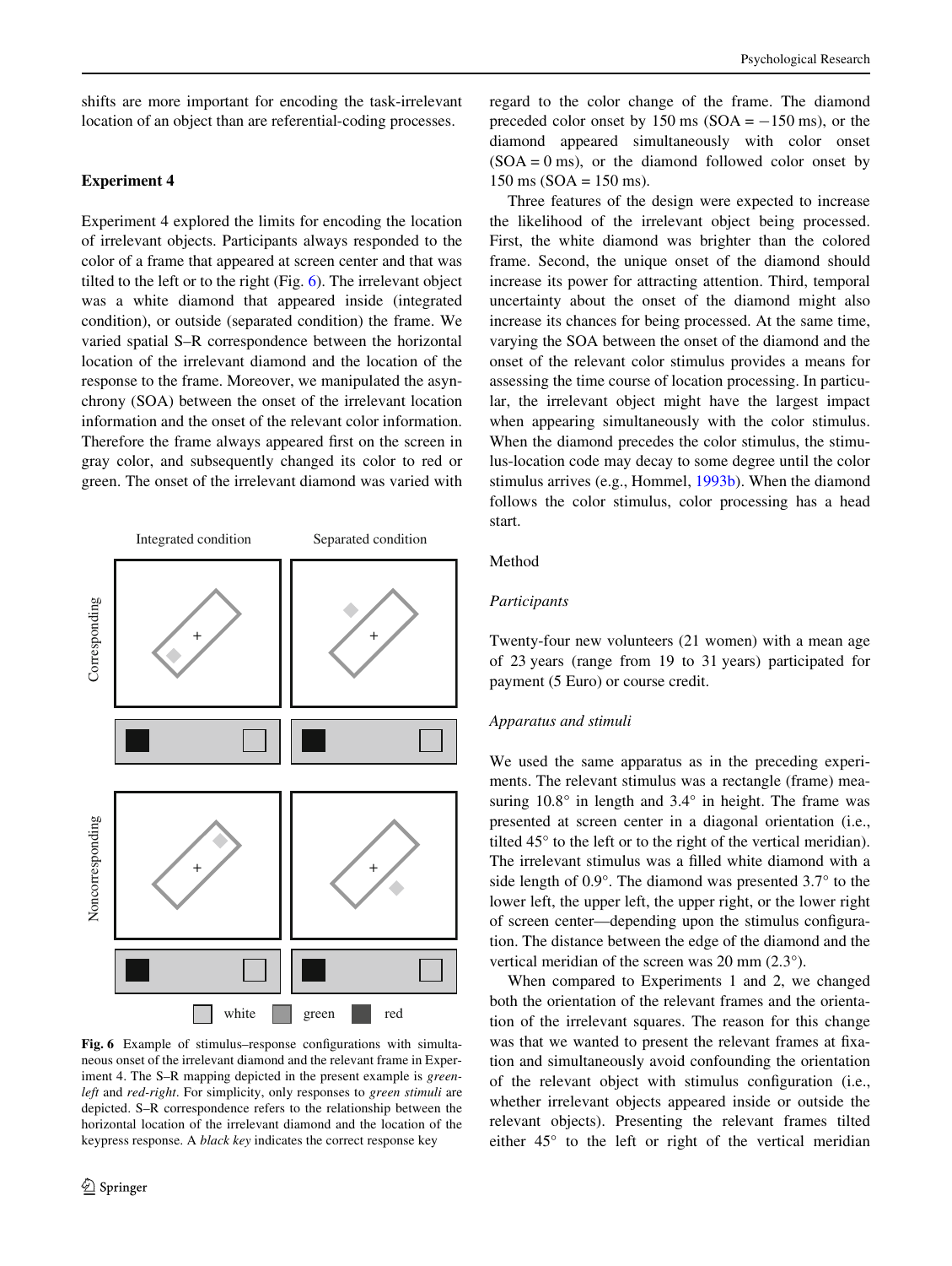shifts are more important for encoding the task-irrelevant location of an object than are referential-coding processes.

## Experiment 4

Experiment 4 explored the limits for encoding the location of irrelevant objects. Participants always responded to the color of a frame that appeared at screen center and that was tilted to the left or to the right (Fig. 6). The irrelevant object was a white diamond that appeared inside (integrated condition), or outside (separated condition) the frame. We varied spatial S–R correspondence between the horizontal location of the irrelevant diamond and the location of the response to the frame. Moreover, we manipulated the asynchrony (SOA) between the onset of the irrelevant location information and the onset of the relevant color information. Therefore the frame always appeared first on the screen in gray color, and subsequently changed its color to red or green. The onset of the irrelevant diamond was varied with regard to the color change of the frame. The diamond preceded color onset by 150 ms (SOA = −150 ms), or the diamond appeared simultaneously with color onset (SOA = 0 ms), or the diamond followed color onset by 150 ms (SOA = 150 ms).

Fig. 6 Example of stimulus–response configurations with simultaneous onset of the irrelevant diamond and the relevant frame in Experiment 4. The S–R mapping depicted in the present example is *green-left* and *red-right*. For simplicity, only responses to *green stimuli* are depicted. S–R correspondence refers to the relationship between the horizontal location of the irrelevant diamond and the location of the keypress response. A *black key* indicates the correct response key

Three features of the design were expected to increase the likelihood of the irrelevant object being processed. First, the white diamond was brighter than the colored frame. Second, the unique onset of the diamond should increase its power for attracting attention. Third, temporal uncertainty about the onset of the diamond might also increase its chances for being processed. At the same time, varying the SOA between the onset of the diamond and the onset of the relevant color stimulus provides a means for assessing the time course of location processing. In particular, the irrelevant object might have the largest impact when appearing simultaneously with the color stimulus. When the diamond precedes the color stimulus, the stimulus-location code may decay to some degree until the color stimulus arrives (e.g., Hommel, 1993b). When the diamond follows the color stimulus, color processing has a head start.

### Method

#### *Participants*

Twenty-four new volunteers (21 women) with a mean age of 23 years (range from 19 to 31 years) participated for payment (5 Euro) or course credit.

#### *Apparatus and stimuli*

We used the same apparatus as in the preceding experiments. The relevant stimulus was a rectangle (frame) measuring 10.8° in length and 3.4° in height. The frame was presented at screen center in a diagonal orientation (i.e., tilted 45° to the left or to the right of the vertical meridian). The irrelevant stimulus was a filled white diamond with a side length of 0.9°. The diamond was presented 3.7° to the lower left, the upper left, the upper right, or the lower right of screen center—depending upon the stimulus configuration. The distance between the edge of the diamond and the vertical meridian of the screen was 20 mm (2.3°).

When compared to Experiments 1 and 2, we changed both the orientation of the relevant frames and the orientation of the irrelevant squares. The reason for this change was that we wanted to present the relevant frames at fixation and simultaneously avoid confounding the orientation of the relevant object with stimulus configuration (i.e., whether irrelevant objects appeared inside or outside the relevant objects). Presenting the relevant frames tilted either 45° to the left or right of the vertical meridian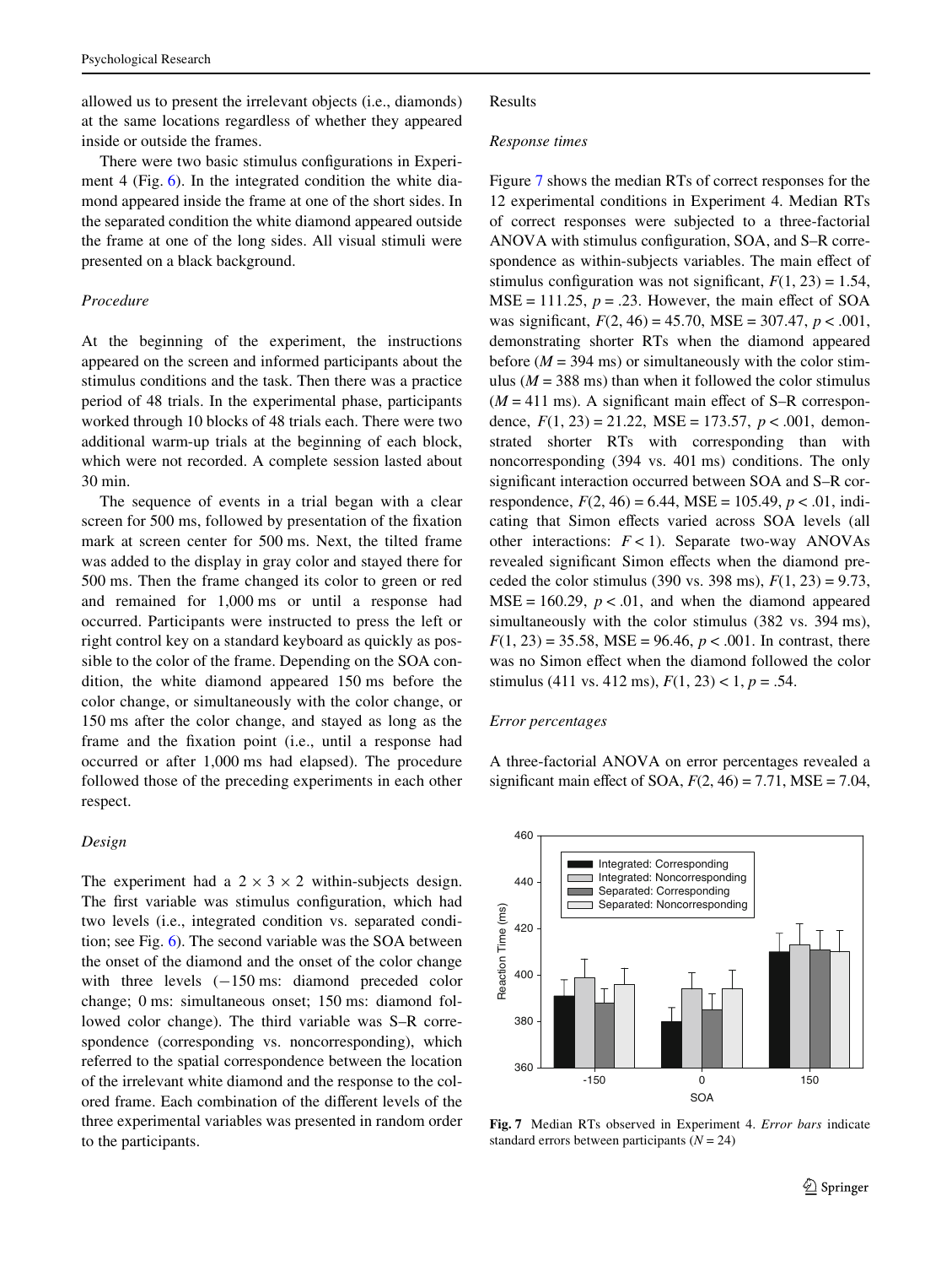allowed us to present the irrelevant objects (i.e., diamonds) at the same locations regardless of whether they appeared inside or outside the frames.

There were two basic stimulus configurations in Experiment 4 (Fig. 6). In the integrated condition the white diamond appeared inside the frame at one of the short sides. In the separated condition the white diamond appeared outside the frame at one of the long sides. All visual stimuli were presented on a black background.

### *Procedure*

At the beginning of the experiment, the instructions appeared on the screen and informed participants about the stimulus conditions and the task. Then there was a practice period of 48 trials. In the experimental phase, participants worked through 10 blocks of 48 trials each. There were two additional warm-up trials at the beginning of each block, which were not recorded. A complete session lasted about 30 min.

The sequence of events in a trial began with a clear screen for 500 ms, followed by presentation of the fixation mark at screen center for 500 ms. Next, the tilted frame was added to the display in gray color and stayed there for 500 ms. Then the frame changed its color to green or red and remained for 1,000 ms or until a response had occurred. Participants were instructed to press the left or right control key on a standard keyboard as quickly as possible to the color of the frame. Depending on the SOA condition, the white diamond appeared 150 ms before the color change, or simultaneously with the color change, or 150 ms after the color change, and stayed as long as the frame and the fixation point (i.e., until a response had occurred or after 1,000 ms had elapsed). The procedure followed those of the preceding experiments in each other respect.

### *Design*

The experiment had a $2 \times 3 \times 2$ within-subjects design. The first variable was stimulus configuration, which had two levels (i.e., integrated condition vs. separated condition; see Fig. 6). The second variable was the SOA between the onset of the diamond and the onset of the color change with three levels (−150 ms: diamond preceded color change; 0 ms: simultaneous onset; 150 ms: diamond followed color change). The third variable was S–R correspondence (corresponding vs. noncorresponding), which referred to the spatial correspondence between the location of the irrelevant white diamond and the response to the colored frame. Each combination of the different levels of the three experimental variables was presented in random order to the participants.

## Results

### *Response times*

Figure 7 shows the median RTs of correct responses for the 12 experimental conditions in Experiment 4. Median RTs of correct responses were subjected to a three-factorial ANOVA with stimulus configuration, SOA, and S–R correspondence as within-subjects variables. The main effect of stimulus configuration was not significant, $F(1, 23) = 1.54$, MSE = 111.25, $p = .23$. However, the main effect of SOA was significant, $F(2, 46) = 45.70$, MSE = 307.47, $p < .001$, demonstrating shorter RTs when the diamond appeared before ($M = 394$ ms) or simultaneously with the color stimulus ($M = 388$ ms) than when it followed the color stimulus ($M = 411$ ms). A significant main effect of S–R correspondence, $F(1, 23) = 21.22$, MSE = 173.57, $p < .001$, demonstrated shorter RTs with corresponding than with noncorresponding (394 vs. 401 ms) conditions. The only significant interaction occurred between SOA and S–R correspondence, $F(2, 46) = 6.44$, MSE = 105.49, $p < .01$, indicating that Simon effects varied across SOA levels (all other interactions: $F < 1$). Separate two-way ANOVAs revealed significant Simon effects when the diamond preceded the color stimulus (390 vs. 398 ms), $F(1, 23) = 9.73$, MSE = 160.29, $p < .01$, and when the diamond appeared simultaneously with the color stimulus (382 vs. 394 ms), $F(1, 23) = 35.58$, MSE = 96.46, $p < .001$. In contrast, there was no Simon effect when the diamond followed the color stimulus (411 vs. 412 ms), $F(1, 23) < 1$, $p = .54$.

### *Error percentages*

A three-factorial ANOVA on error percentages revealed a significant main effect of SOA, $F(2, 46) = 7.71$, MSE = 7.04,

**Fig. 7** Median RTs observed in Experiment 4. *Error bars* indicate standard errors between participants ($N = 24$)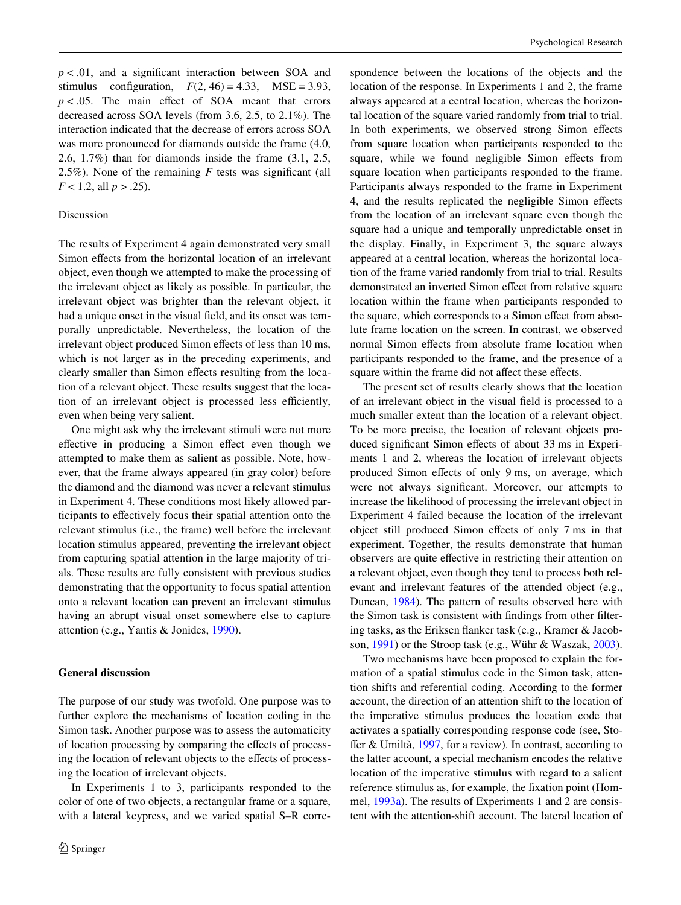$p < .01$, and a significant interaction between SOA and stimulus configuration, $F(2, 46) = 4.33$, $MSE = 3.93$, $p < .05$. The main effect of SOA meant that errors decreased across SOA levels (from 3.6, 2.5, to 2.1%). The interaction indicated that the decrease of errors across SOA was more pronounced for diamonds outside the frame (4.0, 2.6, 1.7%) than for diamonds inside the frame (3.1, 2.5, 2.5%). None of the remaining $F$ tests was significant (all $F < 1.2$, all $p > .25$).

Discussion

The results of Experiment 4 again demonstrated very small Simon effects from the horizontal location of an irrelevant object, even though we attempted to make the processing of the irrelevant object as likely as possible. In particular, the irrelevant object was brighter than the relevant object, it had a unique onset in the visual field, and its onset was temporally unpredictable. Nevertheless, the location of the irrelevant object produced Simon effects of less than 10 ms, which is not larger as in the preceding experiments, and clearly smaller than Simon effects resulting from the location of a relevant object. These results suggest that the location of an irrelevant object is processed less efficiently, even when being very salient.

One might ask why the irrelevant stimuli were not more effective in producing a Simon effect even though we attempted to make them as salient as possible. Note, however, that the frame always appeared (in gray color) before the diamond and the diamond was never a relevant stimulus in Experiment 4. These conditions most likely allowed participants to effectively focus their spatial attention onto the relevant stimulus (i.e., the frame) well before the irrelevant location stimulus appeared, preventing the irrelevant object from capturing spatial attention in the large majority of trials. These results are fully consistent with previous studies demonstrating that the opportunity to focus spatial attention onto a relevant location can prevent an irrelevant stimulus having an abrupt visual onset somewhere else to capture attention (e.g., Yantis & Jonides, 1990).

## General discussion

The purpose of our study was twofold. One purpose was to further explore the mechanisms of location coding in the Simon task. Another purpose was to assess the automaticity of location processing by comparing the effects of processing the location of relevant objects to the effects of processing the location of irrelevant objects.

In Experiments 1 to 3, participants responded to the color of one of two objects, a rectangular frame or a square, with a lateral keypress, and we varied spatial S–R correspondence between the locations of the objects and the location of the response. In Experiments 1 and 2, the frame always appeared at a central location, whereas the horizontal location of the square varied randomly from trial to trial. In both experiments, we observed strong Simon effects from square location when participants responded to the square, while we found negligible Simon effects from square location when participants responded to the frame. Participants always responded to the frame in Experiment 4, and the results replicated the negligible Simon effects from the location of an irrelevant square even though the square had a unique and temporally unpredictable onset in the display. Finally, in Experiment 3, the square always appeared at a central location, whereas the horizontal location of the frame varied randomly from trial to trial. Results demonstrated an inverted Simon effect from relative square location within the frame when participants responded to the square, which corresponds to a Simon effect from absolute frame location on the screen. In contrast, we observed normal Simon effects from absolute frame location when participants responded to the frame, and the presence of a square within the frame did not affect these effects.

The present set of results clearly shows that the location of an irrelevant object in the visual field is processed to a much smaller extent than the location of a relevant object. To be more precise, the location of relevant objects produced significant Simon effects of about 33 ms in Experiments 1 and 2, whereas the location of irrelevant objects produced Simon effects of only 9 ms, on average, which were not always significant. Moreover, our attempts to increase the likelihood of processing the irrelevant object in Experiment 4 failed because the location of the irrelevant object still produced Simon effects of only 7 ms in that experiment. Together, the results demonstrate that human observers are quite effective in restricting their attention on a relevant object, even though they tend to process both relevant and irrelevant features of the attended object (e.g., Duncan, 1984). The pattern of results observed here with the Simon task is consistent with findings from other filtering tasks, as the Eriksen flanker task (e.g., Kramer & Jacobson, 1991) or the Stroop task (e.g., Wühr & Waszak, 2003).

Two mechanisms have been proposed to explain the formation of a spatial stimulus code in the Simon task, attention shifts and referential coding. According to the former account, the direction of an attention shift to the location of the imperative stimulus produces the location code that activates a spatially corresponding response code (see, Stoffer & Umiltà, 1997, for a review). In contrast, according to the latter account, a special mechanism encodes the relative location of the imperative stimulus with regard to a salient reference stimulus as, for example, the fixation point (Hommel, 1993a). The results of Experiments 1 and 2 are consistent with the attention-shift account. The lateral location of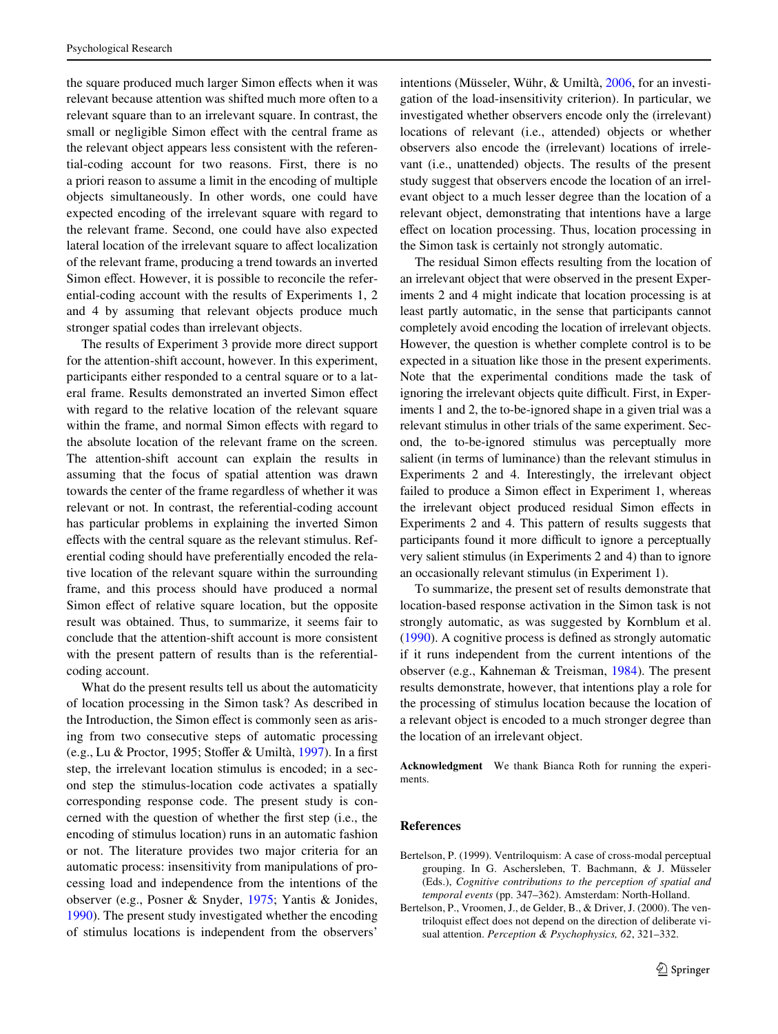the square produced much larger Simon effects when it was relevant because attention was shifted much more often to a relevant square than to an irrelevant square. In contrast, the small or negligible Simon effect with the central frame as the relevant object appears less consistent with the referential-coding account for two reasons. First, there is no a priori reason to assume a limit in the encoding of multiple objects simultaneously. In other words, one could have expected encoding of the irrelevant square with regard to the relevant frame. Second, one could have also expected lateral location of the irrelevant square to affect localization of the relevant frame, producing a trend towards an inverted Simon effect. However, it is possible to reconcile the referential-coding account with the results of Experiments 1, 2 and 4 by assuming that relevant objects produce much stronger spatial codes than irrelevant objects.

The results of Experiment 3 provide more direct support for the attention-shift account, however. In this experiment, participants either responded to a central square or to a lateral frame. Results demonstrated an inverted Simon effect with regard to the relative location of the relevant square within the frame, and normal Simon effects with regard to the absolute location of the relevant frame on the screen. The attention-shift account can explain the results in assuming that the focus of spatial attention was drawn towards the center of the frame regardless of whether it was relevant or not. In contrast, the referential-coding account has particular problems in explaining the inverted Simon effects with the central square as the relevant stimulus. Referential coding should have preferentially encoded the relative location of the relevant square within the surrounding frame, and this process should have produced a normal Simon effect of relative square location, but the opposite result was obtained. Thus, to summarize, it seems fair to conclude that the attention-shift account is more consistent with the present pattern of results than is the referential-coding account.

What do the present results tell us about the automaticity of location processing in the Simon task? As described in the Introduction, the Simon effect is commonly seen as arising from two consecutive steps of automatic processing (e.g., Lu & Proctor, 1995; Stoffer & Umiltà, 1997). In a first step, the irrelevant location stimulus is encoded; in a second step the stimulus-location code activates a spatially corresponding response code. The present study is concerned with the question of whether the first step (i.e., the encoding of stimulus location) runs in an automatic fashion or not. The literature provides two major criteria for an automatic process: insensitivity from manipulations of processing load and independence from the intentions of the observer (e.g., Posner & Snyder, 1975; Yantis & Jonides, 1990). The present study investigated whether the encoding of stimulus locations is independent from the observers' intentions (Müsseler, Wühr, & Umiltà, 2006, for an investigation of the load-insensitivity criterion). In particular, we investigated whether observers encode only the (irrelevant) locations of relevant (i.e., attended) objects or whether observers also encode the (irrelevant) locations of irrelevant (i.e., unattended) objects. The results of the present study suggest that observers encode the location of an irrelevant object to a much lesser degree than the location of a relevant object, demonstrating that intentions have a large effect on location processing. Thus, location processing in the Simon task is certainly not strongly automatic.

The residual Simon effects resulting from the location of an irrelevant object that were observed in the present Experiments 2 and 4 might indicate that location processing is at least partly automatic, in the sense that participants cannot completely avoid encoding the location of irrelevant objects. However, the question is whether complete control is to be expected in a situation like those in the present experiments. Note that the experimental conditions made the task of ignoring the irrelevant objects quite difficult. First, in Experiments 1 and 2, the to-be-ignored shape in a given trial was a relevant stimulus in other trials of the same experiment. Second, the to-be-ignored stimulus was perceptually more salient (in terms of luminance) than the relevant stimulus in Experiments 2 and 4. Interestingly, the irrelevant object failed to produce a Simon effect in Experiment 1, whereas the irrelevant object produced residual Simon effects in Experiments 2 and 4. This pattern of results suggests that participants found it more difficult to ignore a perceptually very salient stimulus (in Experiments 2 and 4) than to ignore an occasionally relevant stimulus (in Experiment 1).

To summarize, the present set of results demonstrate that location-based response activation in the Simon task is not strongly automatic, as was suggested by Kornblum et al. (1990). A cognitive process is defined as strongly automatic if it runs independent from the current intentions of the observer (e.g., Kahneman & Treisman, 1984). The present results demonstrate, however, that intentions play a role for the processing of stimulus location because the location of a relevant object is encoded to a much stronger degree than the location of an irrelevant object.

**Acknowledgment** We thank Bianca Roth for running the experiments.

## References

Bertelson, P. (1999). Ventriloquism: A case of cross-modal perceptual grouping. In G. Aschersleben, T. Bachmann, & J. Müsseler (Eds.), *Cognitive contributions to the perception of spatial and temporal events* (pp. 347–362). Amsterdam: North-Holland.

Bertelson, P., Vroomen, J., de Gelder, B., & Driver, J. (2000). The ventriloquist effect does not depend on the direction of deliberate visual attention. *Perception & Psychophysics, 62*, 321–332.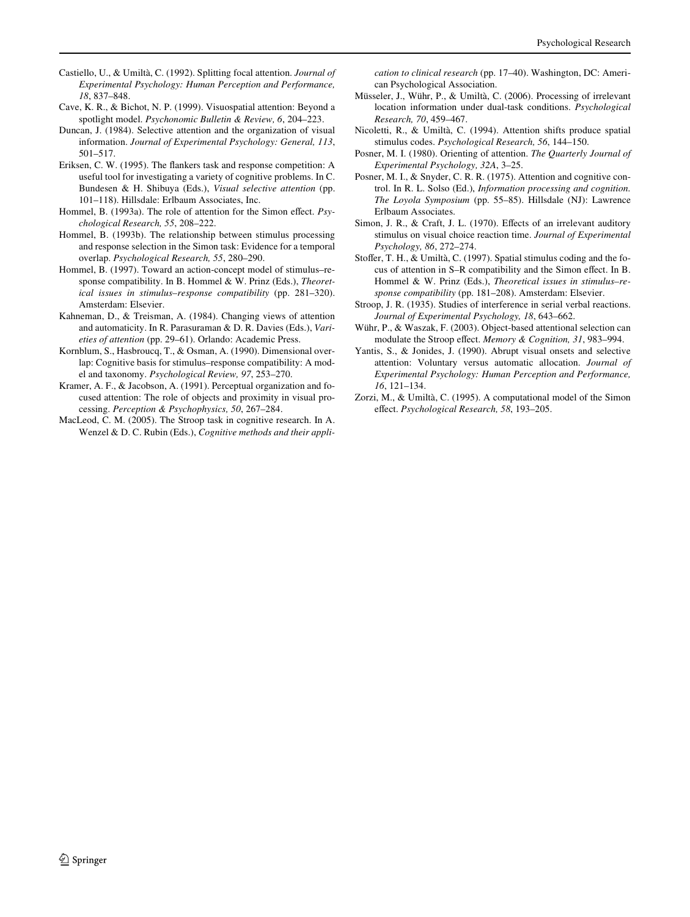Castiello, U., & Umiltà, C. (1992). Splitting focal attention. *Journal of Experimental Psychology: Human Perception and Performance, 18*, 837–848.

Cave, K. R., & Bichot, N. P. (1999). Visuospatial attention: Beyond a spotlight model. *Psychonomic Bulletin & Review, 6*, 204–223.

Duncan, J. (1984). Selective attention and the organization of visual information. *Journal of Experimental Psychology: General, 113*, 501–517.

Eriksen, C. W. (1995). The flankers task and response competition: A useful tool for investigating a variety of cognitive problems. In C. Bundesen & H. Shibuya (Eds.), *Visual selective attention* (pp. 101–118). Hillsdale: Erlbaum Associates, Inc.

Hommel, B. (1993a). The role of attention for the Simon effect. *Psychological Research, 55*, 208–222.

Hommel, B. (1993b). The relationship between stimulus processing and response selection in the Simon task: Evidence for a temporal overlap. *Psychological Research, 55*, 280–290.

Hommel, B. (1997). Toward an action-concept model of stimulus–response compatibility. In B. Hommel & W. Prinz (Eds.), *Theoretical issues in stimulus–response compatibility* (pp. 281–320). Amsterdam: Elsevier.

Kahneman, D., & Treisman, A. (1984). Changing views of attention and automaticity. In R. Parasuraman & D. R. Davies (Eds.), *Varieties of attention* (pp. 29–61). Orlando: Academic Press.

Kornblum, S., Hasbroucq, T., & Osman, A. (1990). Dimensional overlap: Cognitive basis for stimulus–response compatibility: A model and taxonomy. *Psychological Review, 97*, 253–270.

Kramer, A. F., & Jacobson, A. (1991). Perceptual organization and focused attention: The role of objects and proximity in visual processing. *Perception & Psychophysics, 50*, 267–284.

MacLeod, C. M. (2005). The Stroop task in cognitive research. In A. Wenzel & D. C. Rubin (Eds.), *Cognitive methods and their application to clinical research* (pp. 17–40). Washington, DC: American Psychological Association.

Müsseler, J., Wühr, P., & Umiltà, C. (2006). Processing of irrelevant location information under dual-task conditions. *Psychological Research, 70*, 459–467.

Nicoletti, R., & Umiltà, C. (1994). Attention shifts produce spatial stimulus codes. *Psychological Research, 56*, 144–150.

Posner, M. I. (1980). Orienting of attention. *The Quarterly Journal of Experimental Psychology, 32A*, 3–25.

Posner, M. I., & Snyder, C. R. R. (1975). Attention and cognitive control. In R. L. Solso (Ed.), *Information processing and cognition. The Loyola Symposium* (pp. 55–85). Hillsdale (NJ): Lawrence Erlbaum Associates.

Simon, J. R., & Craft, J. L. (1970). Effects of an irrelevant auditory stimulus on visual choice reaction time. *Journal of Experimental Psychology, 86*, 272–274.

Stoffer, T. H., & Umiltà, C. (1997). Spatial stimulus coding and the focus of attention in S–R compatibility and the Simon effect. In B. Hommel & W. Prinz (Eds.), *Theoretical issues in stimulus–response compatibility* (pp. 181–208). Amsterdam: Elsevier.

Stroop, J. R. (1935). Studies of interference in serial verbal reactions. *Journal of Experimental Psychology, 18*, 643–662.

Wühr, P., & Waszak, F. (2003). Object-based attentional selection can modulate the Stroop effect. *Memory & Cognition, 31*, 983–994.

Yantis, S., & Jonides, J. (1990). Abrupt visual onsets and selective attention: Voluntary versus automatic allocation. *Journal of Experimental Psychology: Human Perception and Performance, 16*, 121–134.

Zorzi, M., & Umiltà, C. (1995). A computational model of the Simon effect. *Psychological Research, 58*, 193–205.